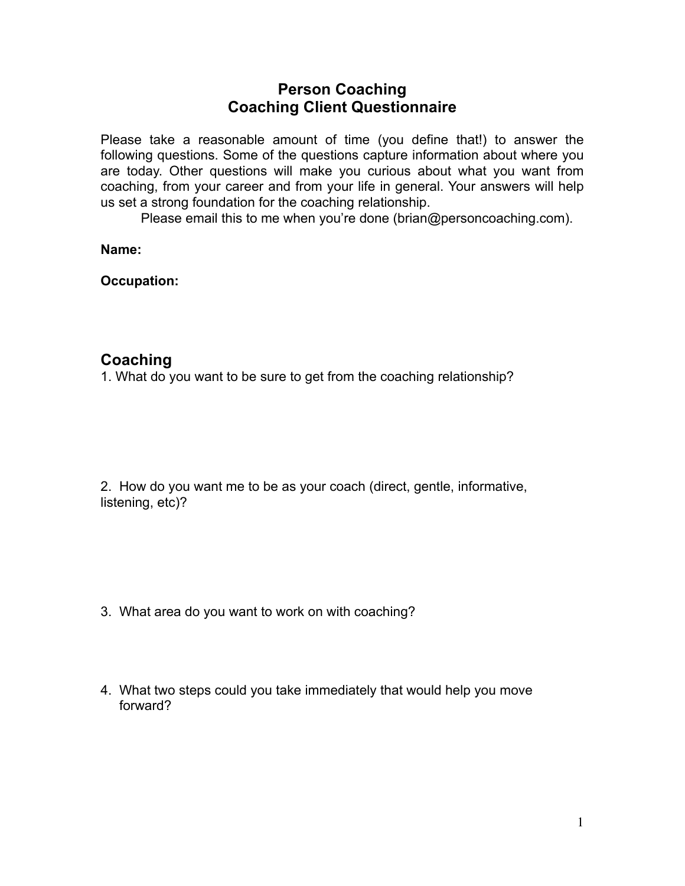# Person Coaching
# Coaching Client Questionnaire

Please take a reasonable amount of time (you define that!) to answer the following questions. Some of the questions capture information about where you are today. Other questions will make you curious about what you want from coaching, from your career and from your life in general. Your answers will help us set a strong foundation for the coaching relationship.

Please email this to me when you're done (brian@personcoaching.com).

**Name:**

**Occupation:**

## Coaching

1. What do you want to be sure to get from the coaching relationship?

2. How do you want me to be as your coach (direct, gentle, informative, listening, etc)?

3. What area do you want to work on with coaching?

4. What two steps could you take immediately that would help you move forward?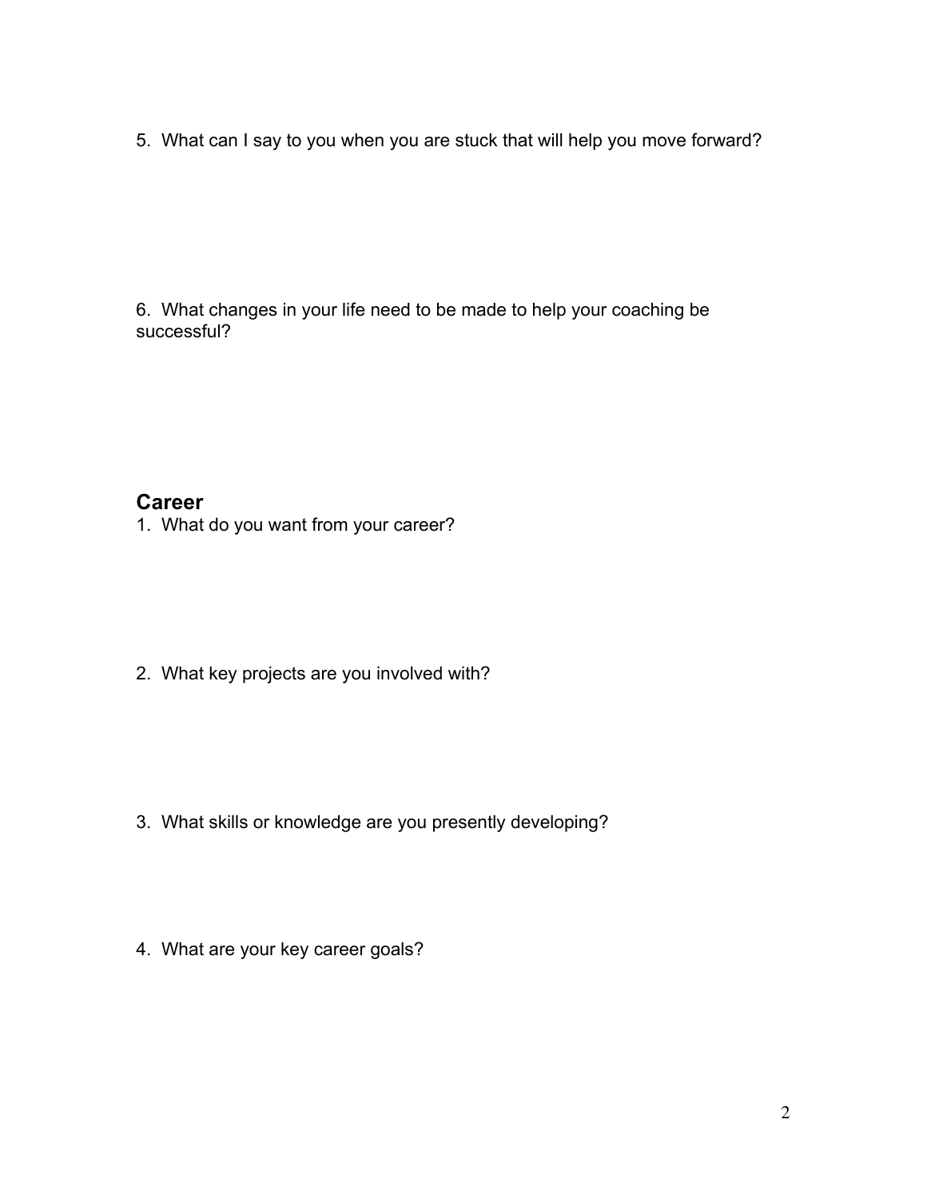5. What can I say to you when you are stuck that will help you move forward?

6. What changes in your life need to be made to help your coaching be successful?

## Career

1. What do you want from your career?

2. What key projects are you involved with?

3. What skills or knowledge are you presently developing?

4. What are your key career goals?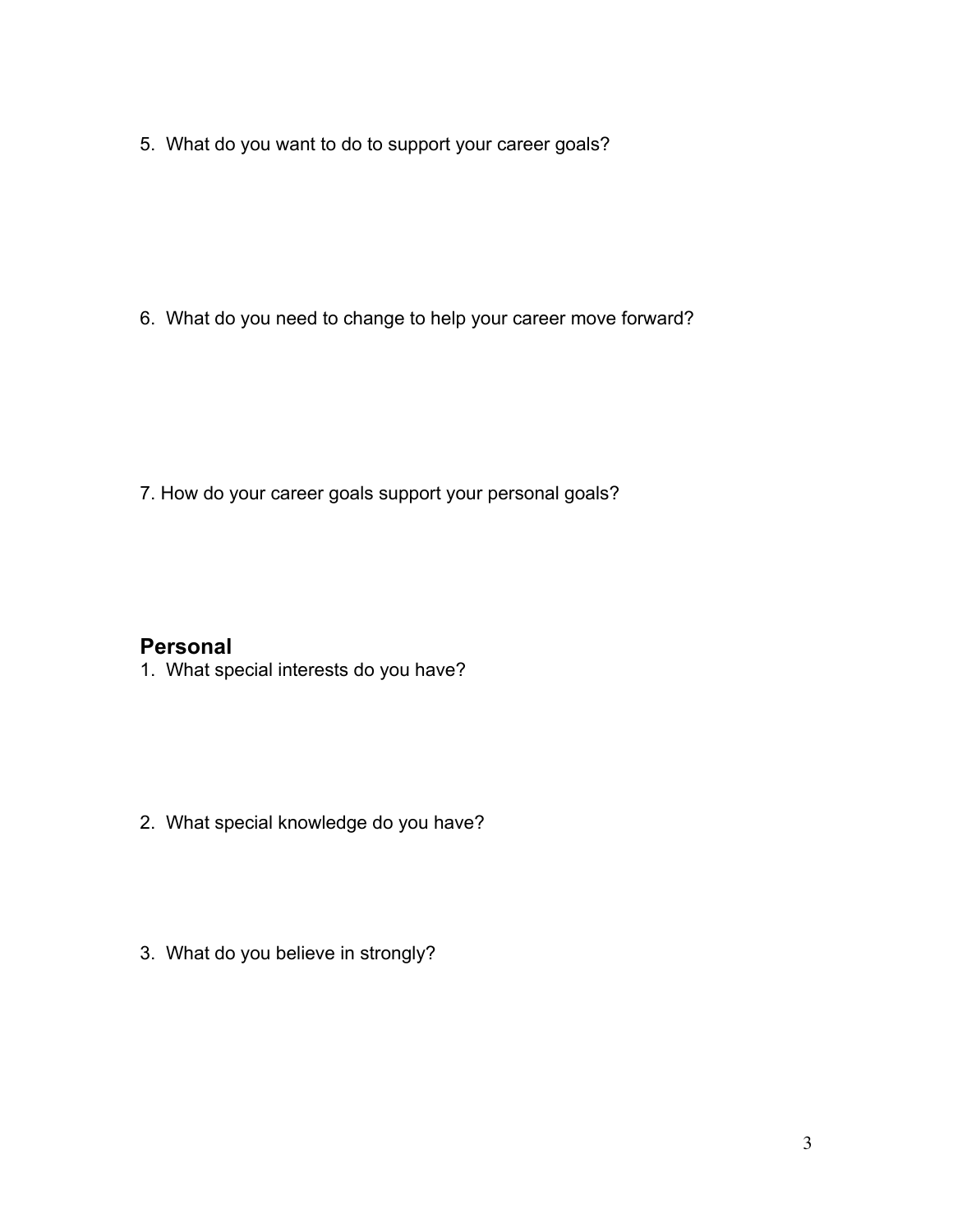5. What do you want to do to support your career goals?

6. What do you need to change to help your career move forward?

7. How do your career goals support your personal goals?

## Personal

1. What special interests do you have?

2. What special knowledge do you have?

3. What do you believe in strongly?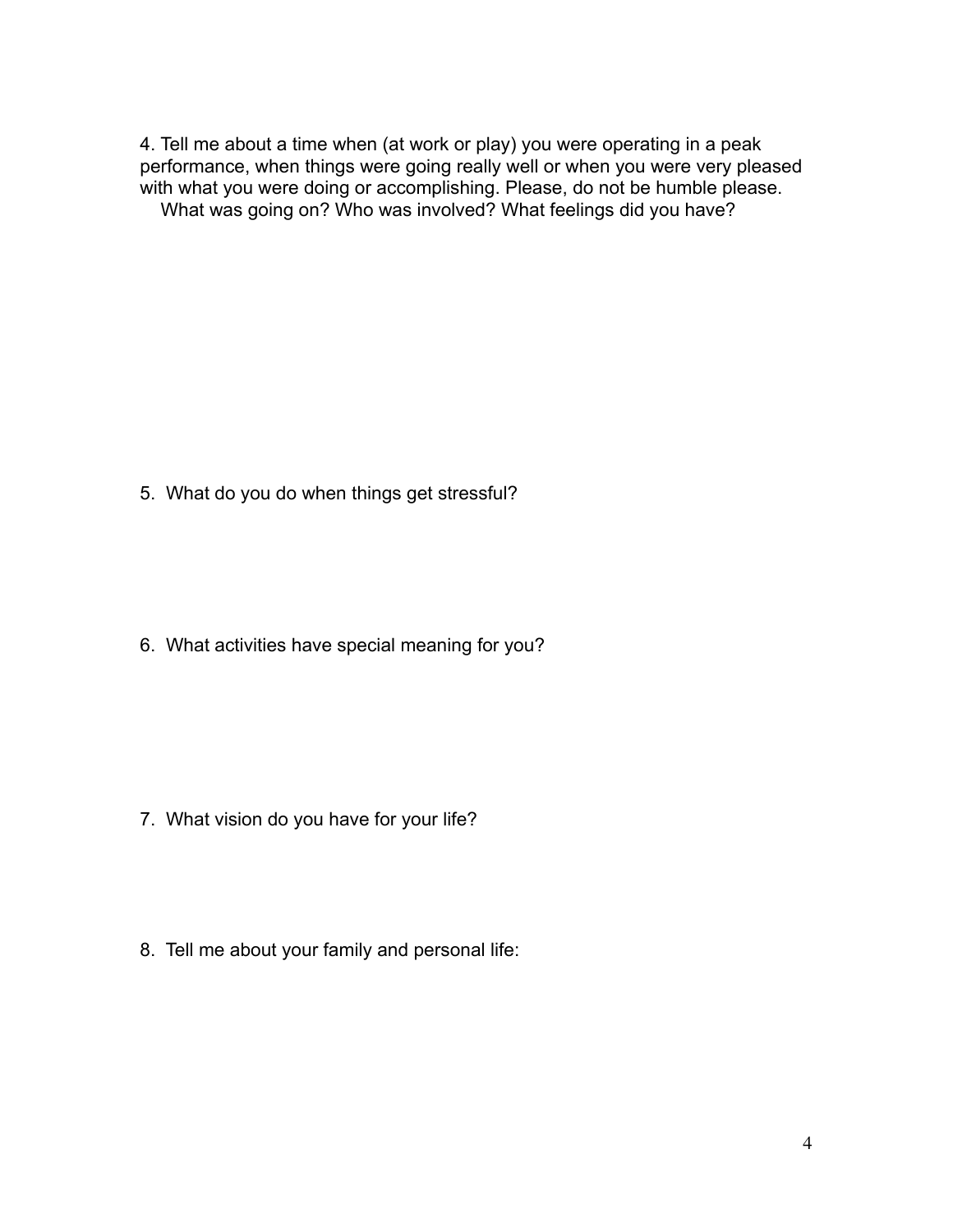4. Tell me about a time when (at work or play) you were operating in a peak performance, when things were going really well or when you were very pleased with what you were doing or accomplishing. Please, do not be humble please.
What was going on? Who was involved? What feelings did you have?

5. What do you do when things get stressful?

6. What activities have special meaning for you?

7. What vision do you have for your life?

8. Tell me about your family and personal life: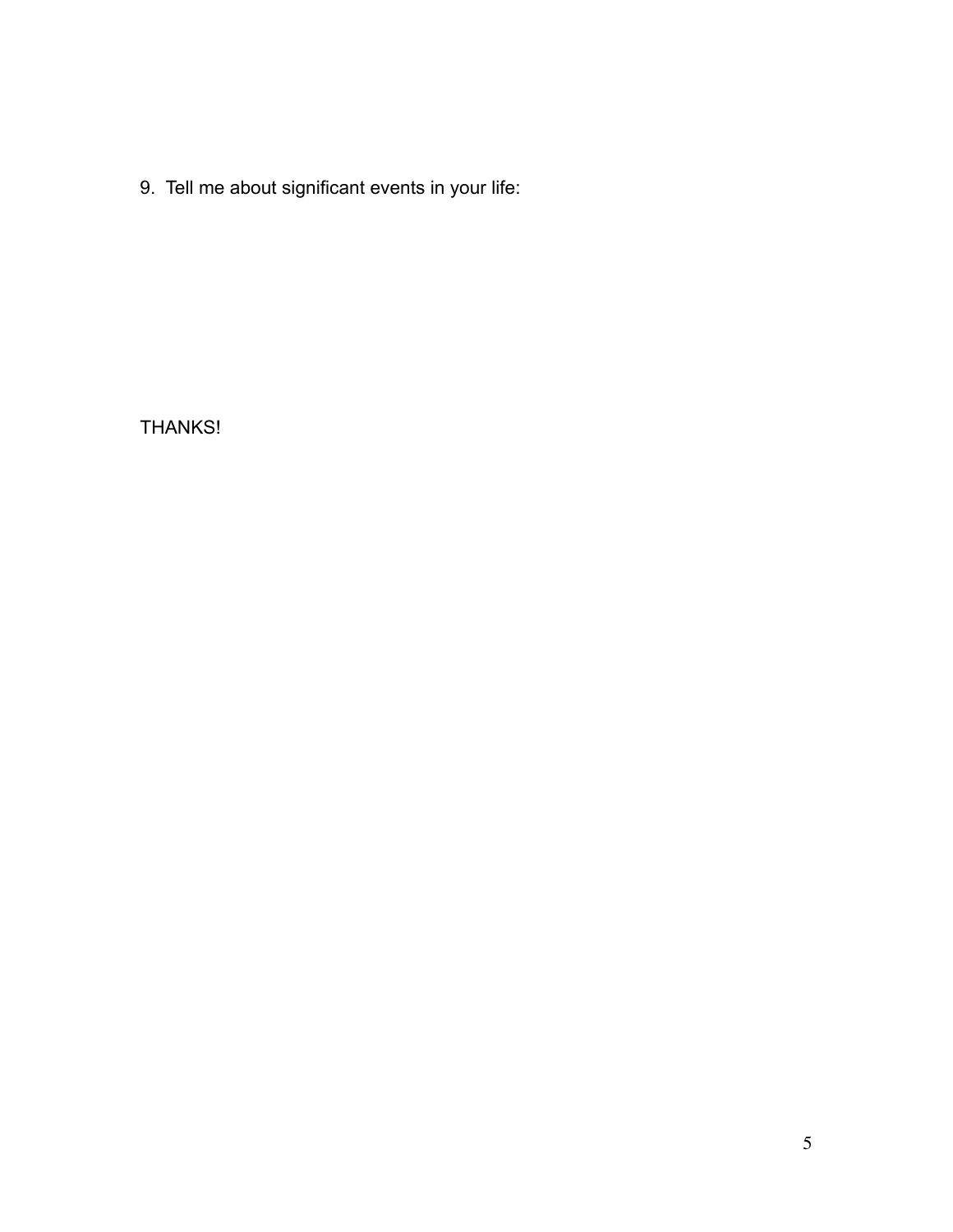9. Tell me about significant events in your life:

THANKS!